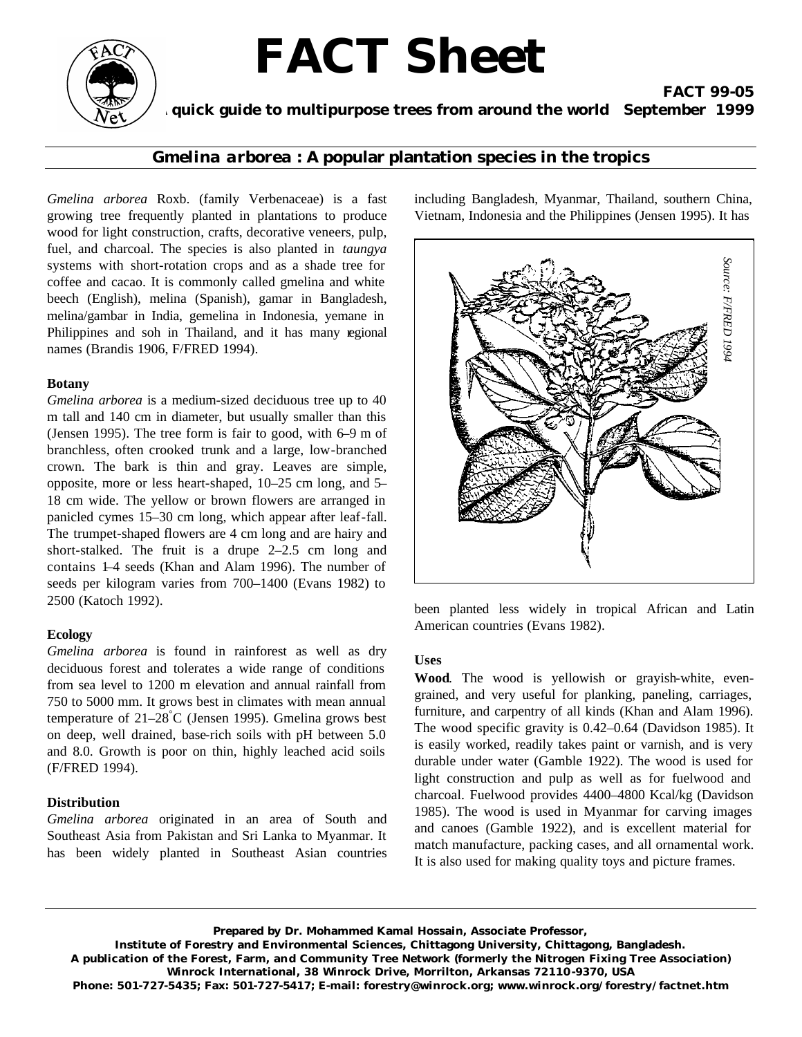# FACT Sheet

**FACT 99-05**

**A quick guide to multipurpose trees from around the world September 1999**

## *Gmelina arborea* : A popular plantation species in the tropics

*Gmelina arborea* Roxb. (family Verbenaceae) is a fast growing tree frequently planted in plantations to produce wood for light construction, crafts, decorative veneers, pulp, fuel, and charcoal. The species is also planted in *taungya* systems with short-rotation crops and as a shade tree for coffee and cacao. It is commonly called gmelina and white beech (English), melina (Spanish), gamar in Bangladesh, melina/gambar in India, gemelina in Indonesia, yemane in Philippines and soh in Thailand, and it has many regional names (Brandis 1906, F/FRED 1994).

### Botany

*Gmelina arborea* is a medium-sized deciduous tree up to 40 m tall and 140 cm in diameter, but usually smaller than this (Jensen 1995). The tree form is fair to good, with 6–9 m of branchless, often crooked trunk and a large, low-branched crown. The bark is thin and gray. Leaves are simple, opposite, more or less heart-shaped, 10–25 cm long, and 5–18 cm wide. The yellow or brown flowers are arranged in panicled cymes 15–30 cm long, which appear after leaf-fall. The trumpet-shaped flowers are 4 cm long and are hairy and short-stalked. The fruit is a drupe 2–2.5 cm long and contains 1–4 seeds (Khan and Alam 1996). The number of seeds per kilogram varies from 700–1400 (Evans 1982) to 2500 (Katoch 1992).

### Ecology

*Gmelina arborea* is found in rainforest as well as dry deciduous forest and tolerates a wide range of conditions from sea level to 1200 m elevation and annual rainfall from 750 to 5000 mm. It grows best in climates with mean annual temperature of 21–28°C (Jensen 1995). Gmelina grows best on deep, well drained, base-rich soils with pH between 5.0 and 8.0. Growth is poor on thin, highly leached acid soils (F/FRED 1994).

### Distribution

*Gmelina arborea* originated in an area of South and Southeast Asia from Pakistan and Sri Lanka to Myanmar. It has been widely planted in Southeast Asian countries including Bangladesh, Myanmar, Thailand, southern China, Vietnam, Indonesia and the Philippines (Jensen 1995). It has been planted less widely in tropical African and Latin American countries (Evans 1982).

*Source: F/FRED 1994*

### Uses

**Wood**. The wood is yellowish or grayish-white, even-grained, and very useful for planking, paneling, carriages, furniture, and carpentry of all kinds (Khan and Alam 1996). The wood specific gravity is 0.42–0.64 (Davidson 1985). It is easily worked, readily takes paint or varnish, and is very durable under water (Gamble 1922). The wood is used for light construction and pulp as well as for fuelwood and charcoal. Fuelwood provides 4400–4800 Kcal/kg (Davidson 1985). The wood is used in Myanmar for carving images and canoes (Gamble 1922), and is excellent material for match manufacture, packing cases, and all ornamental work. It is also used for making quality toys and picture frames.

**Prepared by Dr. Mohammed Kamal Hossain, Associate Professor,**
**Institute of Forestry and Environmental Sciences, Chittagong University, Chittagong, Bangladesh.**
**A publication of the Forest, Farm, and Community Tree Network (formerly the Nitrogen Fixing Tree Association)**
**Winrock International, 38 Winrock Drive, Morrilton, Arkansas 72110-9370, USA**
**Phone: 501-727-5435; Fax: 501-727-5417; E-mail: forestry@winrock.org; www.winrock.org/forestry/factnet.htm**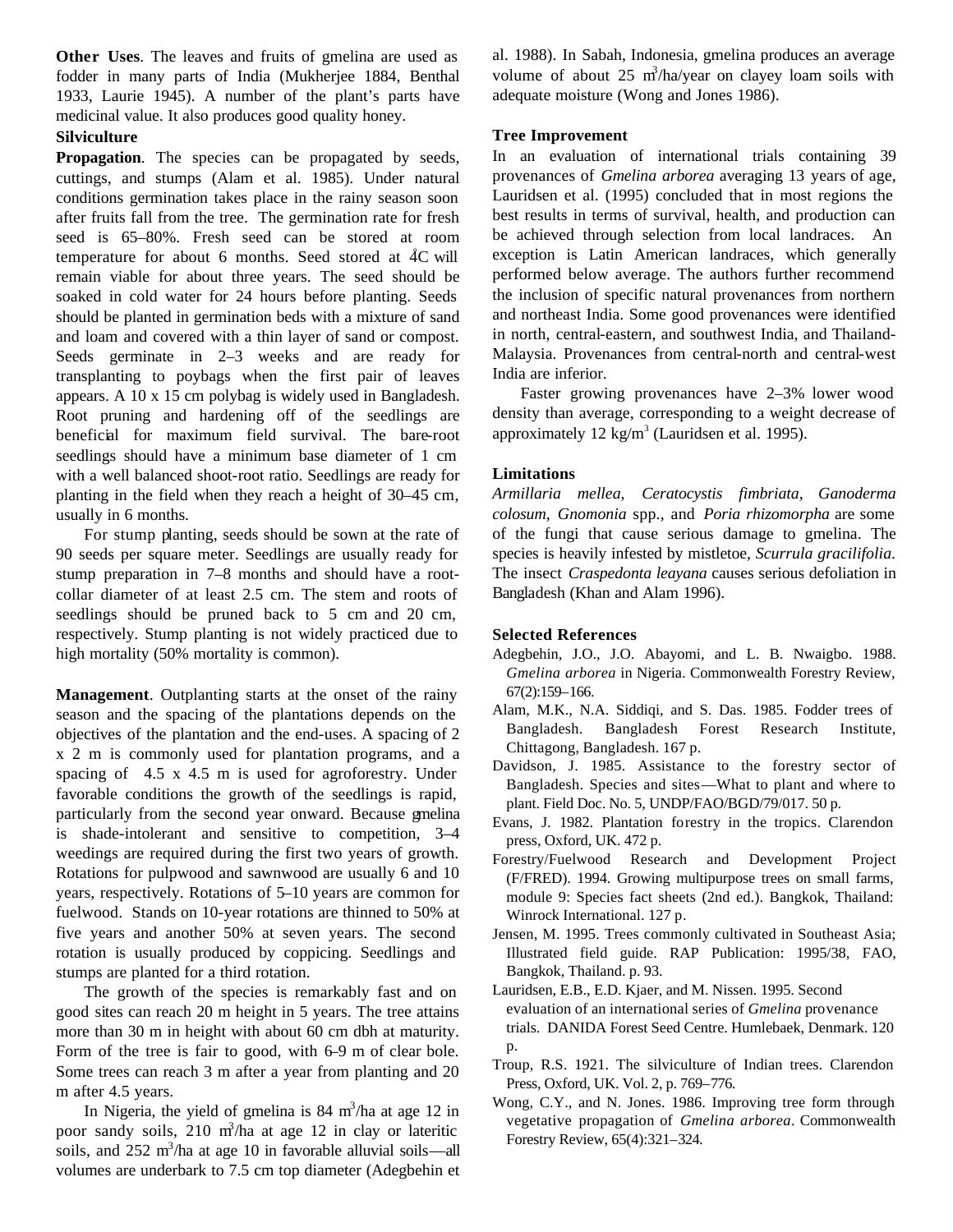**Other Uses**. The leaves and fruits of gmelina are used as fodder in many parts of India (Mukherjee 1884, Benthal 1933, Laurie 1945). A number of the plant's parts have medicinal value. It also produces good quality honey.

### Silviculture

**Propagation**. The species can be propagated by seeds, cuttings, and stumps (Alam et al. 1985). Under natural conditions germination takes place in the rainy season soon after fruits fall from the tree. The germination rate for fresh seed is 65–80%. Fresh seed can be stored at room temperature for about 6 months. Seed stored at 4°C will remain viable for about three years. The seed should be soaked in cold water for 24 hours before planting. Seeds should be planted in germination beds with a mixture of sand and loam and covered with a thin layer of sand or compost. Seeds germinate in 2–3 weeks and are ready for transplanting to poybags when the first pair of leaves appears. A 10 x 15 cm polybag is widely used in Bangladesh. Root pruning and hardening off of the seedlings are beneficial for maximum field survival. The bare-root seedlings should have a minimum base diameter of 1 cm with a well balanced shoot-root ratio. Seedlings are ready for planting in the field when they reach a height of 30–45 cm, usually in 6 months.

For stump planting, seeds should be sown at the rate of 90 seeds per square meter. Seedlings are usually ready for stump preparation in 7–8 months and should have a root-collar diameter of at least 2.5 cm. The stem and roots of seedlings should be pruned back to 5 cm and 20 cm, respectively. Stump planting is not widely practiced due to high mortality (50% mortality is common).

**Management**. Outplanting starts at the onset of the rainy season and the spacing of the plantations depends on the objectives of the plantation and the end-uses. A spacing of 2 x 2 m is commonly used for plantation programs, and a spacing of 4.5 x 4.5 m is used for agroforestry. Under favorable conditions the growth of the seedlings is rapid, particularly from the second year onward. Because gmelina is shade-intolerant and sensitive to competition, 3–4 weedings are required during the first two years of growth. Rotations for pulpwood and sawnwood are usually 6 and 10 years, respectively. Rotations of 5–10 years are common for fuelwood. Stands on 10-year rotations are thinned to 50% at five years and another 50% at seven years. The second rotation is usually produced by coppicing. Seedlings and stumps are planted for a third rotation.

The growth of the species is remarkably fast and on good sites can reach 20 m height in 5 years. The tree attains more than 30 m in height with about 60 cm dbh at maturity. Form of the tree is fair to good, with 6–9 m of clear bole. Some trees can reach 3 m after a year from planting and 20 m after 4.5 years.

In Nigeria, the yield of gmelina is 84 $m^3$/ha at age 12 in poor sandy soils, 210 $m^3$/ha at age 12 in clay or lateritic soils, and 252 $m^3$/ha at age 10 in favorable alluvial soils—all volumes are underbark to 7.5 cm top diameter (Adegbehin et al. 1988). In Sabah, Indonesia, gmelina produces an average volume of about 25 $m^3$/ha/year on clayey loam soils with adequate moisture (Wong and Jones 1986).

### Tree Improvement

In an evaluation of international trials containing 39 provenances of *Gmelina arborea* averaging 13 years of age, Lauridsen et al. (1995) concluded that in most regions the best results in terms of survival, health, and production can be achieved through selection from local landraces. An exception is Latin American landraces, which generally performed below average. The authors further recommend the inclusion of specific natural provenances from northern and northeast India. Some good provenances were identified in north, central-eastern, and southwest India, and Thailand-Malaysia. Provenances from central-north and central-west India are inferior.

Faster growing provenances have 2–3% lower wood density than average, corresponding to a weight decrease of approximately 12 $kg/m^3$ (Lauridsen et al. 1995).

### Limitations

*Armillaria mellea*, *Ceratocystis fimbriata*, *Ganoderma colosum*, *Gnomonia* spp., and *Poria rhizomorpha* are some of the fungi that cause serious damage to gmelina. The species is heavily infested by mistletoe, *Scurrula gracilifolia*. The insect *Craspedonta leayana* causes serious defoliation in Bangladesh (Khan and Alam 1996).

### Selected References

Adegbehin, J.O., J.O. Abayomi, and L. B. Nwaigbo. 1988. *Gmelina arborea* in Nigeria. Commonwealth Forestry Review, 67(2):159–166.

Alam, M.K., N.A. Siddiqi, and S. Das. 1985. Fodder trees of Bangladesh. Bangladesh Forest Research Institute, Chittagong, Bangladesh. 167 p.

Davidson, J. 1985. Assistance to the forestry sector of Bangladesh. Species and sites—What to plant and where to plant. Field Doc. No. 5, UNDP/FAO/BGD/79/017. 50 p.

Evans, J. 1982. Plantation forestry in the tropics. Clarendon press, Oxford, UK. 472 p.

Forestry/Fuelwood Research and Development Project (F/FRED). 1994. Growing multipurpose trees on small farms, module 9: Species fact sheets (2nd ed.). Bangkok, Thailand: Winrock International. 127 p.

Jensen, M. 1995. Trees commonly cultivated in Southeast Asia; Illustrated field guide. RAP Publication: 1995/38, FAO, Bangkok, Thailand. p. 93.

Lauridsen, E.B., E.D. Kjaer, and M. Nissen. 1995. Second evaluation of an international series of *Gmelina* provenance trials. DANIDA Forest Seed Centre. Humlebaek, Denmark. 120 p.

Troup, R.S. 1921. The silviculture of Indian trees. Clarendon Press, Oxford, UK. Vol. 2, p. 769–776.

Wong, C.Y., and N. Jones. 1986. Improving tree form through vegetative propagation of *Gmelina arborea*. Commonwealth Forestry Review, 65(4):321–324.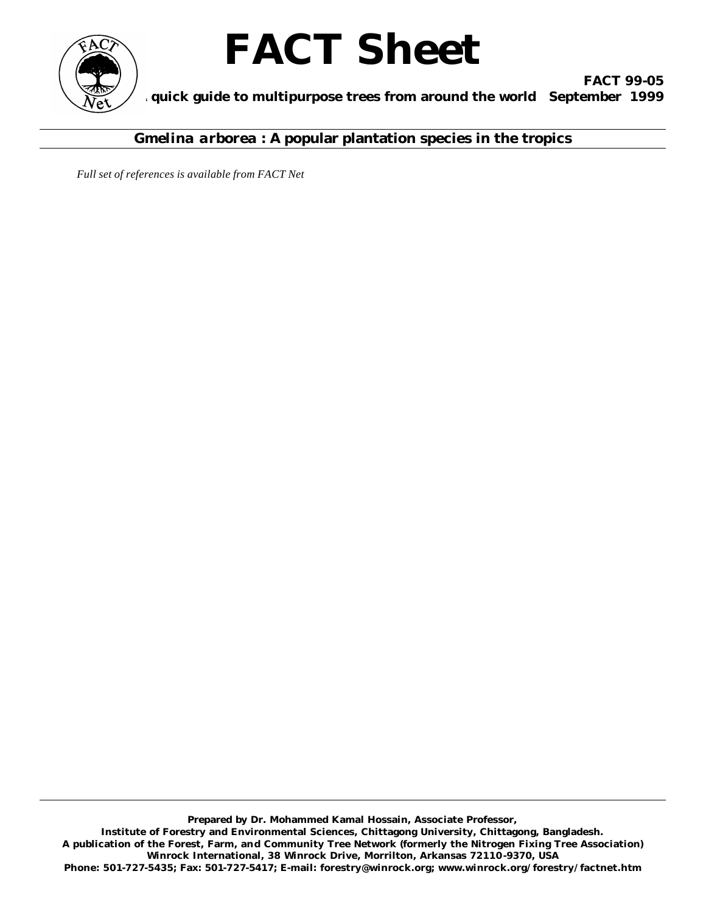# FACT Sheet

**FACT 99-05**

**A quick guide to multipurpose trees from around the world September 1999**

## *Gmelina arborea* : A popular plantation species in the tropics

*Full set of references is available from FACT Net*

**Prepared by Dr. Mohammed Kamal Hossain, Associate Professor,**
**Institute of Forestry and Environmental Sciences, Chittagong University, Chittagong, Bangladesh.**
**A publication of the Forest, Farm, and Community Tree Network (formerly the Nitrogen Fixing Tree Association)**
**Winrock International, 38 Winrock Drive, Morrilton, Arkansas 72110-9370, USA**
**Phone: 501-727-5435; Fax: 501-727-5417; E-mail: forestry@winrock.org; www.winrock.org/forestry/factnet.htm**